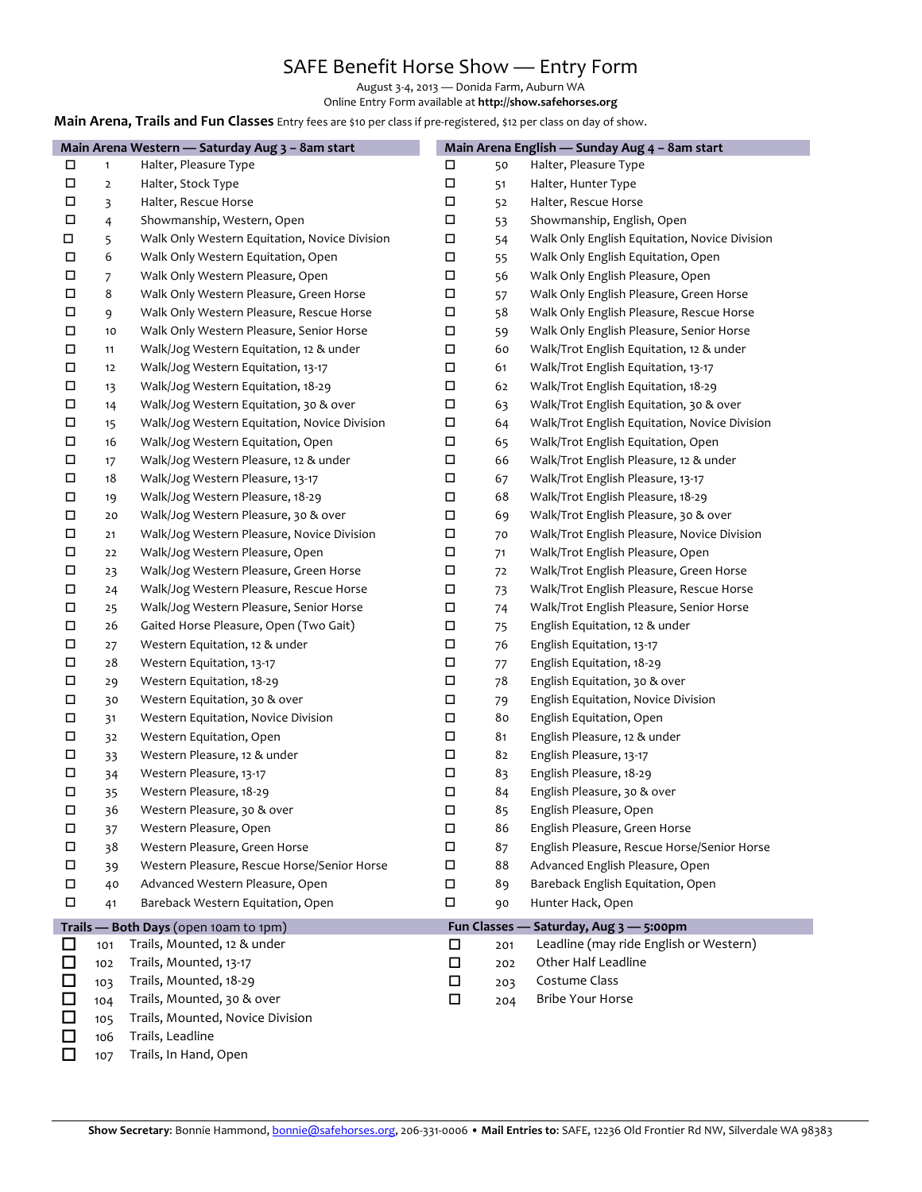# SAFE Benefit Horse Show — Entry Form

August 3-4, 2013 — Donida Farm, Auburn WA

Online Entry Form available at **http://show.safehorses.org**

**Main Arena, Trails and Fun Classes** Entry fees are $10 per class if pre-registered, $12 per class on day of show.

## Main Arena Western — Saturday Aug 3 – 8am start

| | # | Class |
|---|---|---|
| ☐ | 1 | Halter, Pleasure Type |
| ☐ | 2 | Halter, Stock Type |
| ☐ | 3 | Halter, Rescue Horse |
| ☐ | 4 | Showmanship, Western, Open |
| ☐ | 5 | Walk Only Western Equitation, Novice Division |
| ☐ | 6 | Walk Only Western Equitation, Open |
| ☐ | 7 | Walk Only Western Pleasure, Open |
| ☐ | 8 | Walk Only Western Pleasure, Green Horse |
| ☐ | 9 | Walk Only Western Pleasure, Rescue Horse |
| ☐ | 10 | Walk Only Western Pleasure, Senior Horse |
| ☐ | 11 | Walk/Jog Western Equitation, 12 & under |
| ☐ | 12 | Walk/Jog Western Equitation, 13-17 |
| ☐ | 13 | Walk/Jog Western Equitation, 18-29 |
| ☐ | 14 | Walk/Jog Western Equitation, 30 & over |
| ☐ | 15 | Walk/Jog Western Equitation, Novice Division |
| ☐ | 16 | Walk/Jog Western Equitation, Open |
| ☐ | 17 | Walk/Jog Western Pleasure, 12 & under |
| ☐ | 18 | Walk/Jog Western Pleasure, 13-17 |
| ☐ | 19 | Walk/Jog Western Pleasure, 18-29 |
| ☐ | 20 | Walk/Jog Western Pleasure, 30 & over |
| ☐ | 21 | Walk/Jog Western Pleasure, Novice Division |
| ☐ | 22 | Walk/Jog Western Pleasure, Open |
| ☐ | 23 | Walk/Jog Western Pleasure, Green Horse |
| ☐ | 24 | Walk/Jog Western Pleasure, Rescue Horse |
| ☐ | 25 | Walk/Jog Western Pleasure, Senior Horse |
| ☐ | 26 | Gaited Horse Pleasure, Open (Two Gait) |
| ☐ | 27 | Western Equitation, 12 & under |
| ☐ | 28 | Western Equitation, 13-17 |
| ☐ | 29 | Western Equitation, 18-29 |
| ☐ | 30 | Western Equitation, 30 & over |
| ☐ | 31 | Western Equitation, Novice Division |
| ☐ | 32 | Western Equitation, Open |
| ☐ | 33 | Western Pleasure, 12 & under |
| ☐ | 34 | Western Pleasure, 13-17 |
| ☐ | 35 | Western Pleasure, 18-29 |
| ☐ | 36 | Western Pleasure, 30 & over |
| ☐ | 37 | Western Pleasure, Open |
| ☐ | 38 | Western Pleasure, Green Horse |
| ☐ | 39 | Western Pleasure, Rescue Horse/Senior Horse |
| ☐ | 40 | Advanced Western Pleasure, Open |
| ☐ | 41 | Bareback Western Equitation, Open |

## Main Arena English — Sunday Aug 4 – 8am start

| | # | Class |
|---|---|---|
| ☐ | 50 | Halter, Pleasure Type |
| ☐ | 51 | Halter, Hunter Type |
| ☐ | 52 | Halter, Rescue Horse |
| ☐ | 53 | Showmanship, English, Open |
| ☐ | 54 | Walk Only English Equitation, Novice Division |
| ☐ | 55 | Walk Only English Equitation, Open |
| ☐ | 56 | Walk Only English Pleasure, Open |
| ☐ | 57 | Walk Only English Pleasure, Green Horse |
| ☐ | 58 | Walk Only English Pleasure, Rescue Horse |
| ☐ | 59 | Walk Only English Pleasure, Senior Horse |
| ☐ | 60 | Walk/Trot English Equitation, 12 & under |
| ☐ | 61 | Walk/Trot English Equitation, 13-17 |
| ☐ | 62 | Walk/Trot English Equitation, 18-29 |
| ☐ | 63 | Walk/Trot English Equitation, 30 & over |
| ☐ | 64 | Walk/Trot English Equitation, Novice Division |
| ☐ | 65 | Walk/Trot English Equitation, Open |
| ☐ | 66 | Walk/Trot English Pleasure, 12 & under |
| ☐ | 67 | Walk/Trot English Pleasure, 13-17 |
| ☐ | 68 | Walk/Trot English Pleasure, 18-29 |
| ☐ | 69 | Walk/Trot English Pleasure, 30 & over |
| ☐ | 70 | Walk/Trot English Pleasure, Novice Division |
| ☐ | 71 | Walk/Trot English Pleasure, Open |
| ☐ | 72 | Walk/Trot English Pleasure, Green Horse |
| ☐ | 73 | Walk/Trot English Pleasure, Rescue Horse |
| ☐ | 74 | Walk/Trot English Pleasure, Senior Horse |
| ☐ | 75 | English Equitation, 12 & under |
| ☐ | 76 | English Equitation, 13-17 |
| ☐ | 77 | English Equitation, 18-29 |
| ☐ | 78 | English Equitation, 30 & over |
| ☐ | 79 | English Equitation, Novice Division |
| ☐ | 80 | English Equitation, Open |
| ☐ | 81 | English Pleasure, 12 & under |
| ☐ | 82 | English Pleasure, 13-17 |
| ☐ | 83 | English Pleasure, 18-29 |
| ☐ | 84 | English Pleasure, 30 & over |
| ☐ | 85 | English Pleasure, Open |
| ☐ | 86 | English Pleasure, Green Horse |
| ☐ | 87 | English Pleasure, Rescue Horse/Senior Horse |
| ☐ | 88 | Advanced English Pleasure, Open |
| ☐ | 89 | Bareback English Equitation, Open |
| ☐ | 90 | Hunter Hack, Open |

## Trails — Both Days (open 10am to 1pm)

| | # | Class |
|---|---|---|
| ☐ | 101 | Trails, Mounted, 12 & under |
| ☐ | 102 | Trails, Mounted, 13-17 |
| ☐ | 103 | Trails, Mounted, 18-29 |
| ☐ | 104 | Trails, Mounted, 30 & over |
| ☐ | 105 | Trails, Mounted, Novice Division |
| ☐ | 106 | Trails, Leadline |
| ☐ | 107 | Trails, In Hand, Open |

## Fun Classes — Saturday, Aug 3 — 5:00pm

| | # | Class |
|---|---|---|
| ☐ | 201 | Leadline (may ride English or Western) |
| ☐ | 202 | Other Half Leadline |
| ☐ | 203 | Costume Class |
| ☐ | 204 | Bribe Your Horse |

**Show Secretary**: Bonnie Hammond, bonnie@safehorses.org, 206-331-0006 • **Mail Entries to**: SAFE, 12236 Old Frontier Rd NW, Silverdale WA 98383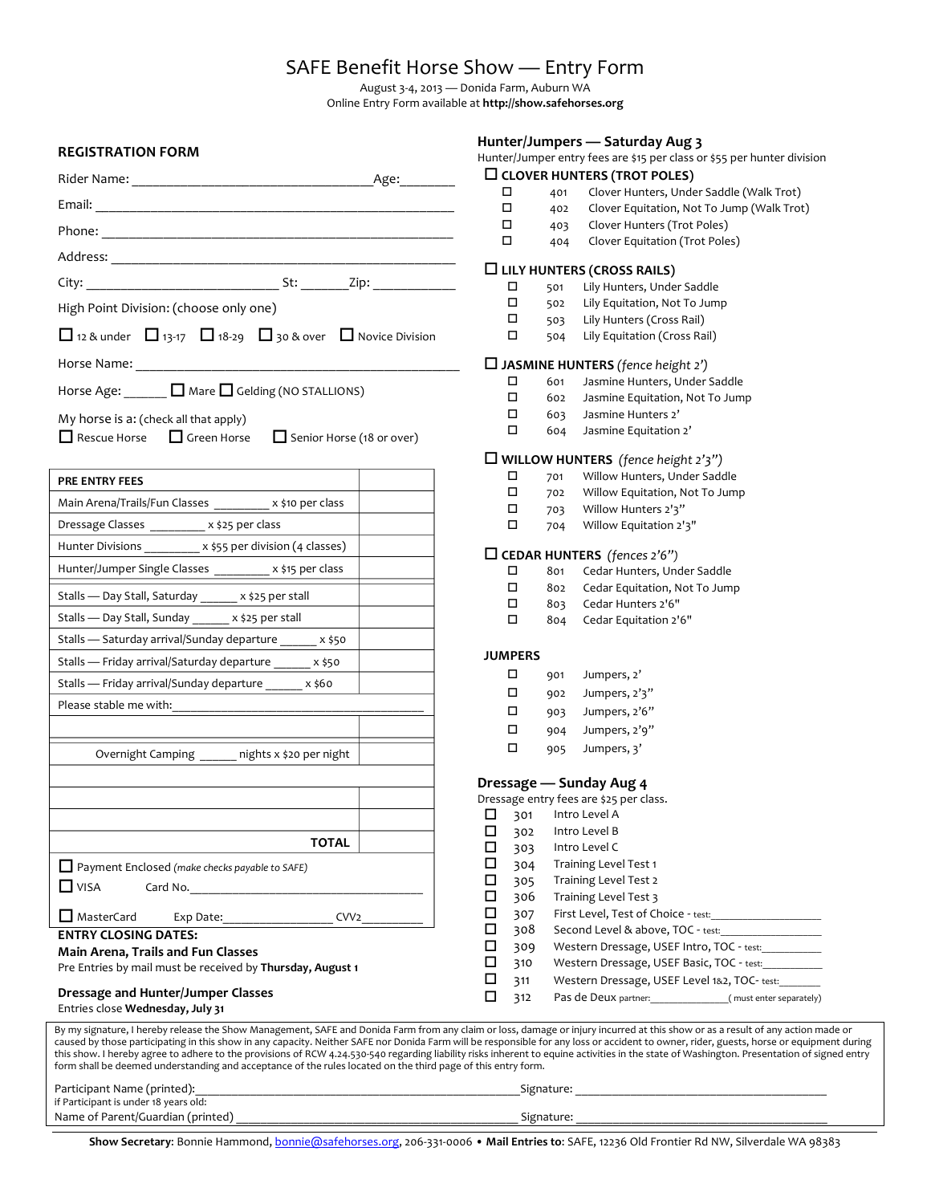# SAFE Benefit Horse Show — Entry Form

August 3-4, 2013 — Donida Farm, Auburn WA
Online Entry Form available at **http://show.safehorses.org**

## REGISTRATION FORM

Rider Name: ________________________________ Age:________

Email: ____________________________________________________

Phone: ____________________________________________________

Address: __________________________________________________

City: __________________________ St: _______Zip: ___________

High Point Division: (choose only one)

☐ 12 & under ☐ 13-17 ☐ 18-29 ☐ 30 & over ☐ Novice Division

Horse Name: _______________________________________________

Horse Age: ______ ☐ Mare ☐ Gelding (NO STALLIONS)

My horse is a: (check all that apply)
☐ Rescue Horse ☐ Green Horse ☐ Senior Horse (18 or over)

| PRE ENTRY FEES | |
|---|---|
| Main Arena/Trails/Fun Classes _________ x $10 per class | |
| Dressage Classes _________ x $25 per class | |
| Hunter Divisions _________ x $55 per division (4 classes) | |
| Hunter/Jumper Single Classes _________ x $15 per class | |
| Stalls — Day Stall, Saturday ______ x $25 per stall | |
| Stalls — Day Stall, Sunday ______ x $25 per stall | |
| Stalls — Saturday arrival/Sunday departure ______ x $50 | |
| Stalls — Friday arrival/Saturday departure ______ x $50 | |
| Stalls — Friday arrival/Sunday departure ______ x $60 | |
| Please stable me with:__________________________________ | |
| | |
| Overnight Camping ______ nights x $20 per night | |
| | |
| | |
| | |
| **TOTAL** | |

☐ Payment Enclosed *(make checks payable to SAFE)*

☐ VISA Card No.________________________________

☐ MasterCard Exp Date:________________ CVV2__________

**ENTRY CLOSING DATES:**

**Main Arena, Trails and Fun Classes**
Pre Entries by mail must be received by **Thursday, August 1**

**Dressage and Hunter/Jumper Classes**
Entries close **Wednesday, July 31**

## Hunter/Jumpers — Saturday Aug 3

Hunter/Jumper entry fees are $15 per class or $55 per hunter division

### ☐ CLOVER HUNTERS (TROT POLES)

- ☐ 401 Clover Hunters, Under Saddle (Walk Trot)
- ☐ 402 Clover Equitation, Not To Jump (Walk Trot)
- ☐ 403 Clover Hunters (Trot Poles)
- ☐ 404 Clover Equitation (Trot Poles)

### ☐ LILY HUNTERS (CROSS RAILS)

- ☐ 501 Lily Hunters, Under Saddle
- ☐ 502 Lily Equitation, Not To Jump
- ☐ 503 Lily Hunters (Cross Rail)
- ☐ 504 Lily Equitation (Cross Rail)

### ☐ JASMINE HUNTERS *(fence height 2')*

- ☐ 601 Jasmine Hunters, Under Saddle
- ☐ 602 Jasmine Equitation, Not To Jump
- ☐ 603 Jasmine Hunters 2'
- ☐ 604 Jasmine Equitation 2'

### ☐ WILLOW HUNTERS *(fence height 2'3")*

- ☐ 701 Willow Hunters, Under Saddle
- ☐ 702 Willow Equitation, Not To Jump
- ☐ 703 Willow Hunters 2'3"
- ☐ 704 Willow Equitation 2'3"

### ☐ CEDAR HUNTERS *(fences 2'6")*

- ☐ 801 Cedar Hunters, Under Saddle
- ☐ 802 Cedar Equitation, Not To Jump
- ☐ 803 Cedar Hunters 2'6"
- ☐ 804 Cedar Equitation 2'6"

### JUMPERS

- ☐ 901 Jumpers, 2'
- ☐ 902 Jumpers, 2'3"
- ☐ 903 Jumpers, 2'6"
- ☐ 904 Jumpers, 2'9"
- ☐ 905 Jumpers, 3'

## Dressage — Sunday Aug 4

Dressage entry fees are $25 per class.

- ☐ 301 Intro Level A
- ☐ 302 Intro Level B
- ☐ 303 Intro Level C
- ☐ 304 Training Level Test 1
- ☐ 305 Training Level Test 2
- ☐ 306 Training Level Test 3
- ☐ 307 First Level, Test of Choice - test:_________________
- ☐ 308 Second Level & above, TOC - test:_________________
- ☐ 309 Western Dressage, USEF Intro, TOC - test:__________
- ☐ 310 Western Dressage, USEF Basic, TOC - test:__________
- ☐ 311 Western Dressage, USEF Level 1&2, TOC- test:_______
- ☐ 312 Pas de Deux partner:_____________( must enter separately)

By my signature, I hereby release the Show Management, SAFE and Donida Farm from any claim or loss, damage or injury incurred at this show or as a result of any action made or caused by those participating in this show in any capacity. Neither SAFE nor Donida Farm will be responsible for any loss or accident to owner, rider, guests, horse or equipment during this show. I hereby agree to adhere to the provisions of RCW 4.24.530-540 regarding liability risks inherent to equine activities in the state of Washington. Presentation of signed entry form shall be deemed understanding and acceptance of the rules located on the third page of this entry form.

Participant Name (printed):_______________________________ Signature: _______________________________
if Participant is under 18 years old:
Name of Parent/Guardian (printed) _______________________________ Signature: _______________________________

**Show Secretary**: Bonnie Hammond, bonnie@safehorses.org, 206-331-0006 • **Mail Entries to**: SAFE, 12236 Old Frontier Rd NW, Silverdale WA 98383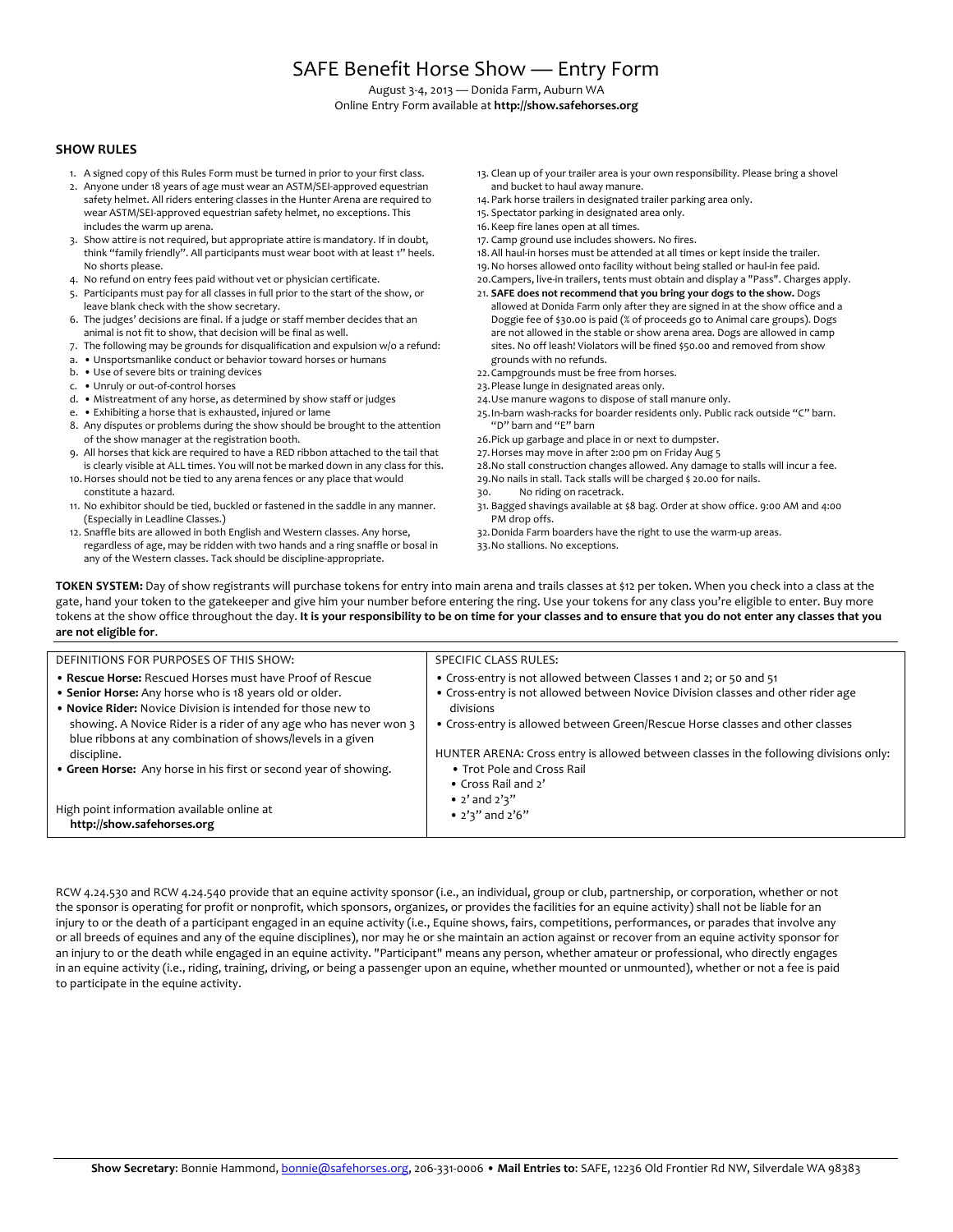# SAFE Benefit Horse Show — Entry Form

August 3-4, 2013 — Donida Farm, Auburn WA
Online Entry Form available at **http://show.safehorses.org**

## SHOW RULES

1. A signed copy of this Rules Form must be turned in prior to your first class.
2. Anyone under 18 years of age must wear an ASTM/SEI-approved equestrian safety helmet. All riders entering classes in the Hunter Arena are required to wear ASTM/SEI-approved equestrian safety helmet, no exceptions. This includes the warm up arena.
3. Show attire is not required, but appropriate attire is mandatory. If in doubt, think "family friendly". All participants must wear boot with at least 1" heels. No shorts please.
4. No refund on entry fees paid without vet or physician certificate.
5. Participants must pay for all classes in full prior to the start of the show, or leave blank check with the show secretary.
6. The judges' decisions are final. If a judge or staff member decides that an animal is not fit to show, that decision will be final as well.
7. The following may be grounds for disqualification and expulsion w/o a refund:
   a. • Unsportsmanlike conduct or behavior toward horses or humans
   b. • Use of severe bits or training devices
   c. • Unruly or out-of-control horses
   d. • Mistreatment of any horse, as determined by show staff or judges
   e. • Exhibiting a horse that is exhausted, injured or lame
8. Any disputes or problems during the show should be brought to the attention of the show manager at the registration booth.
9. All horses that kick are required to have a RED ribbon attached to the tail that is clearly visible at ALL times. You will not be marked down in any class for this.
10. Horses should not be tied to any arena fences or any place that would constitute a hazard.
11. No exhibitor should be tied, buckled or fastened in the saddle in any manner. (Especially in Leadline Classes.)
12. Snaffle bits are allowed in both English and Western classes. Any horse, regardless of age, may be ridden with two hands and a ring snaffle or bosal in any of the Western classes. Tack should be discipline-appropriate.
13. Clean up of your trailer area is your own responsibility. Please bring a shovel and bucket to haul away manure.
14. Park horse trailers in designated trailer parking area only.
15. Spectator parking in designated area only.
16. Keep fire lanes open at all times.
17. Camp ground use includes showers. No fires.
18. All haul-in horses must be attended at all times or kept inside the trailer.
19. No horses allowed onto facility without being stalled or haul-in fee paid.
20. Campers, live-in trailers, tents must obtain and display a "Pass". Charges apply.
21. **SAFE does not recommend that you bring your dogs to the show.** Dogs allowed at Donida Farm only after they are signed in at the show office and a Doggie fee of $30.00 is paid (% of proceeds go to Animal care groups). Dogs are not allowed in the stable or show arena area. Dogs are allowed in camp sites. No off leash! Violators will be fined $50.00 and removed from show grounds with no refunds.
22. Campgrounds must be free from horses.
23. Please lunge in designated areas only.
24. Use manure wagons to dispose of stall manure only.
25. In-barn wash-racks for boarder residents only. Public rack outside "C" barn. "D" barn and "E" barn
26. Pick up garbage and place in or next to dumpster.
27. Horses may move in after 2:00 pm on Friday Aug 5
28. No stall construction changes allowed. Any damage to stalls will incur a fee.
29. No nails in stall. Tack stalls will be charged $ 20.00 for nails.
30. No riding on racetrack.
31. Bagged shavings available at $8 bag. Order at show office. 9:00 AM and 4:00 PM drop offs.
32. Donida Farm boarders have the right to use the warm-up areas.
33. No stallions. No exceptions.

**TOKEN SYSTEM:** Day of show registrants will purchase tokens for entry into main arena and trails classes at $12 per token. When you check into a class at the gate, hand your token to the gatekeeper and give him your number before entering the ring. Use your tokens for any class you're eligible to enter. Buy more tokens at the show office throughout the day. **It is your responsibility to be on time for your classes and to ensure that you do not enter any classes that you are not eligible for**.

| DEFINITIONS FOR PURPOSES OF THIS SHOW: | SPECIFIC CLASS RULES: |
|---|---|
| • **Rescue Horse:** Rescued Horses must have Proof of Rescue<br>• **Senior Horse:** Any horse who is 18 years old or older.<br>• **Novice Rider:** Novice Division is intended for those new to showing. A Novice Rider is a rider of any age who has never won 3 blue ribbons at any combination of shows/levels in a given discipline.<br>• **Green Horse:** Any horse in his first or second year of showing.<br><br>High point information available online at **http://show.safehorses.org** | • Cross-entry is not allowed between Classes 1 and 2; or 50 and 51<br>• Cross-entry is not allowed between Novice Division classes and other rider age divisions<br>• Cross-entry is allowed between Green/Rescue Horse classes and other classes<br><br>HUNTER ARENA: Cross entry is allowed between classes in the following divisions only:<br>• Trot Pole and Cross Rail<br>• Cross Rail and 2'<br>• 2' and 2'3"<br>• 2'3" and 2'6" |

RCW 4.24.530 and RCW 4.24.540 provide that an equine activity sponsor (i.e., an individual, group or club, partnership, or corporation, whether or not the sponsor is operating for profit or nonprofit, which sponsors, organizes, or provides the facilities for an equine activity) shall not be liable for an injury to or the death of a participant engaged in an equine activity (i.e., Equine shows, fairs, competitions, performances, or parades that involve any or all breeds of equines and any of the equine disciplines), nor may he or she maintain an action against or recover from an equine activity sponsor for an injury to or the death while engaged in an equine activity. "Participant" means any person, whether amateur or professional, who directly engages in an equine activity (i.e., riding, training, driving, or being a passenger upon an equine, whether mounted or unmounted), whether or not a fee is paid to participate in the equine activity.

**Show Secretary**: Bonnie Hammond, bonnie@safehorses.org, 206-331-0006 • **Mail Entries to**: SAFE, 12236 Old Frontier Rd NW, Silverdale WA 98383